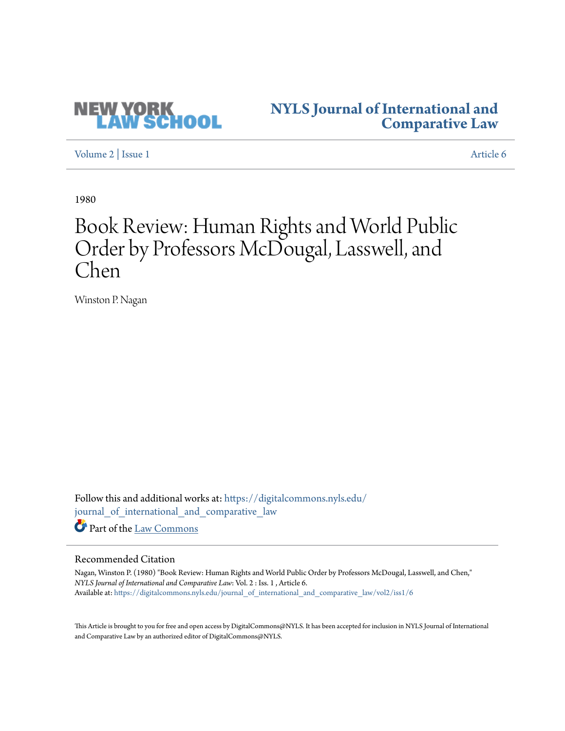NEW YORK LAW SCHOOL

NYLS Journal of International and Comparative Law

Volume 2 | Issue 1 — Article 6

1980

# Book Review: Human Rights and World Public Order by Professors McDougal, Lasswell, and Chen

Winston P. Nagan

Follow this and additional works at: https://digitalcommons.nyls.edu/journal_of_international_and_comparative_law

Part of the Law Commons

## Recommended Citation

Nagan, Winston P. (1980) "Book Review: Human Rights and World Public Order by Professors McDougal, Lasswell, and Chen," *NYLS Journal of International and Comparative Law*: Vol. 2 : Iss. 1 , Article 6.
Available at: https://digitalcommons.nyls.edu/journal_of_international_and_comparative_law/vol2/iss1/6

This Article is brought to you for free and open access by DigitalCommons@NYLS. It has been accepted for inclusion in NYLS Journal of International and Comparative Law by an authorized editor of DigitalCommons@NYLS.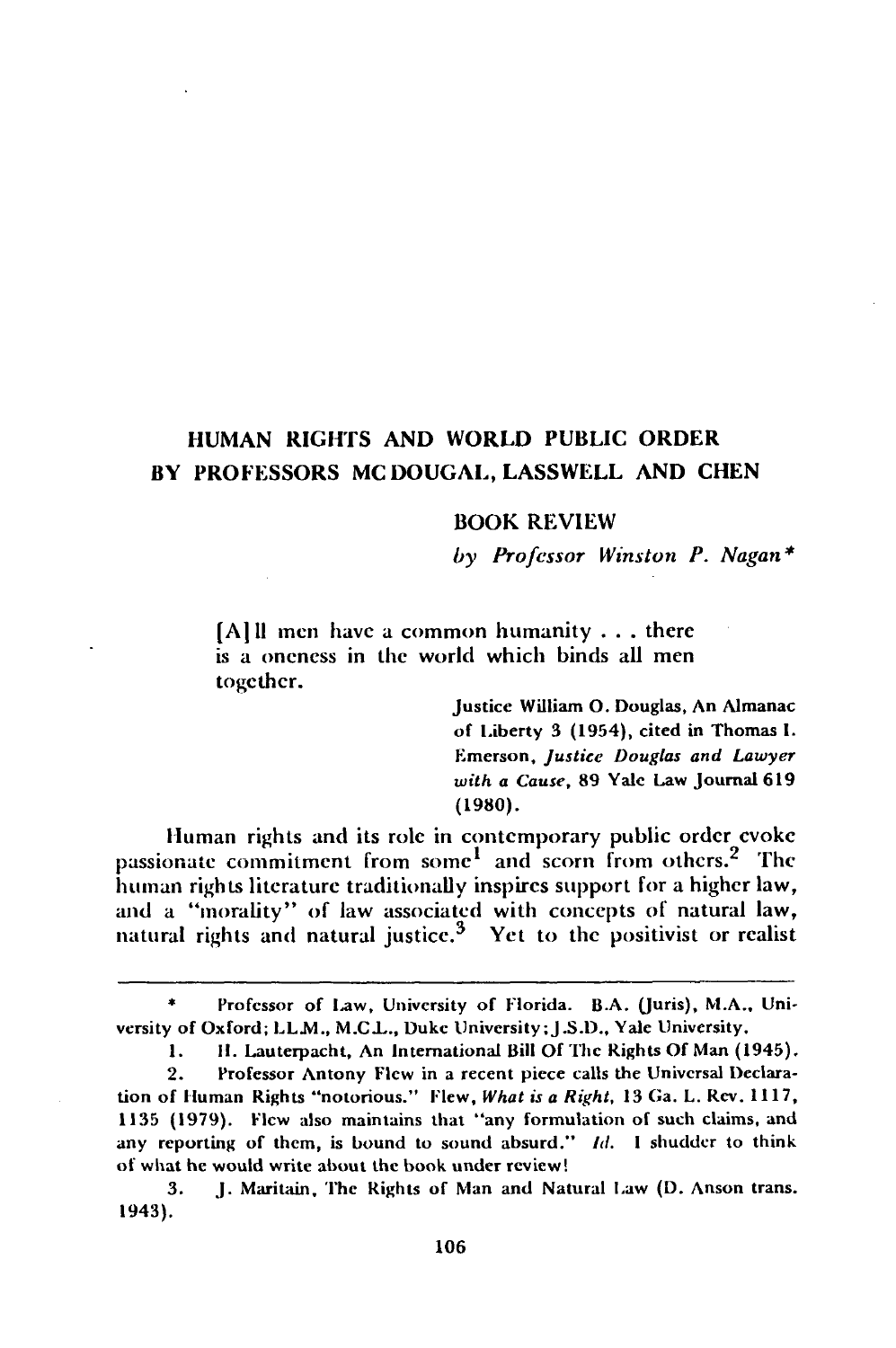# HUMAN RIGHTS AND WORLD PUBLIC ORDER BY PROFESSORS MC DOUGAL, LASSWELL AND CHEN

## BOOK REVIEW

*by Professor Winston P. Nagan\**

> [A]ll men have a common humanity . . . there is a oneness in the world which binds all men together.
>
> Justice William O. Douglas, An Almanac of Liberty 3 (1954), cited in Thomas I. Emerson, *Justice Douglas and Lawyer with a Cause*, 89 Yale Law Journal 619 (1980).

Human rights and its role in contemporary public order evoke passionate commitment from some[1] and scorn from others.[2] The human rights literature traditionally inspires support for a higher law, and a "morality" of law associated with concepts of natural law, natural rights and natural justice.[3] Yet to the positivist or realist

---

\* Professor of Law, University of Florida. B.A. (Juris), M.A., University of Oxford; LL.M., M.C.L., Duke University; J.S.D., Yale University.

1. H. Lauterpacht, An International Bill Of The Rights Of Man (1945).

2. Professor Antony Flew in a recent piece calls the Universal Declaration of Human Rights "notorious." Flew, *What is a Right*, 13 Ga. L. Rev. 1117, 1135 (1979). Flew also maintains that "any formulation of such claims, and any reporting of them, is bound to sound absurd." *Id.* I shudder to think of what he would write about the book under review!

3. J. Maritain, The Rights of Man and Natural Law (D. Anson trans. 1943).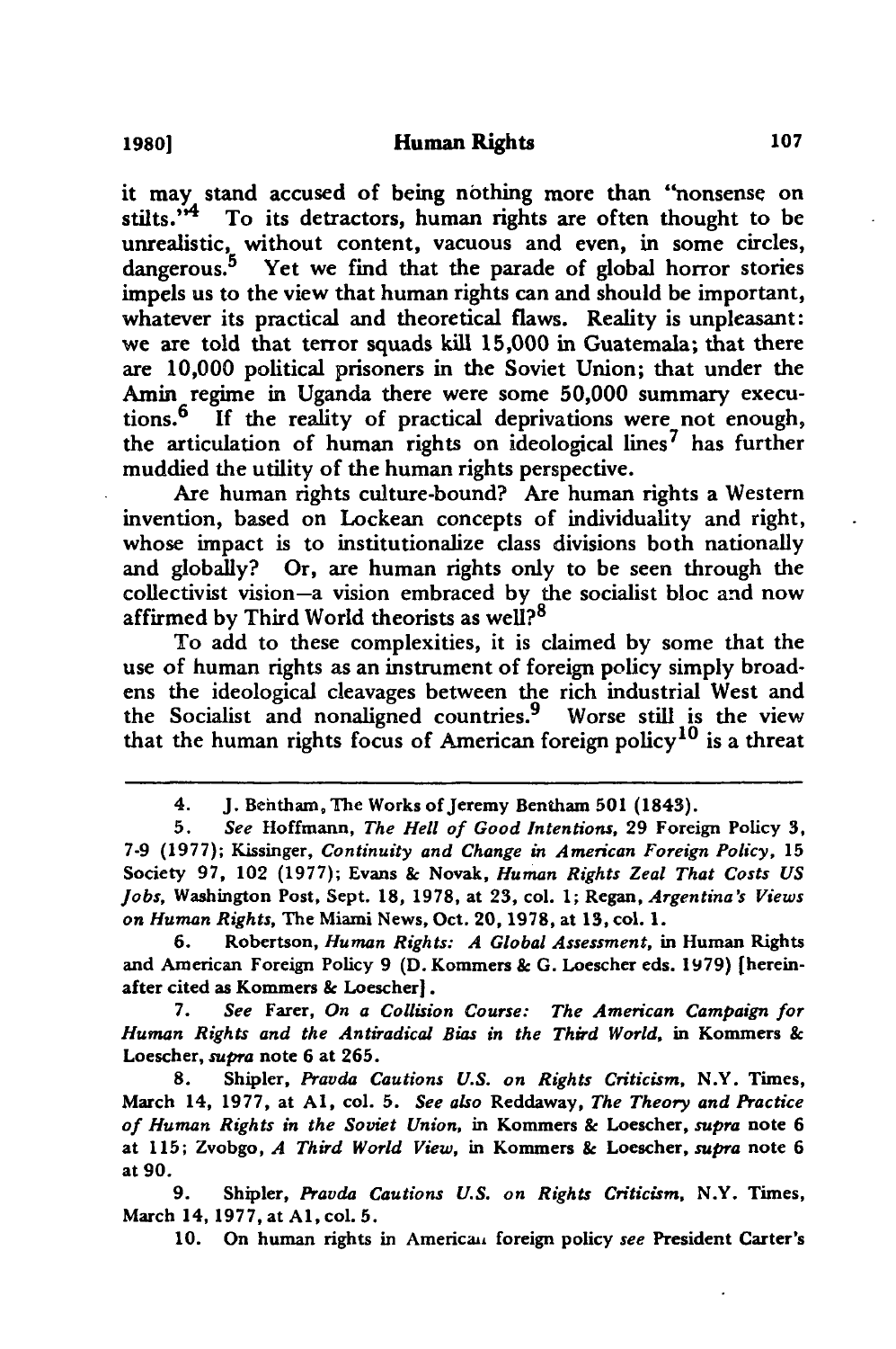it may stand accused of being nothing more than "nonsense on stilts."[4] To its detractors, human rights are often thought to be unrealistic, without content, vacuous and even, in some circles, dangerous.[5] Yet we find that the parade of global horror stories impels us to the view that human rights can and should be important, whatever its practical and theoretical flaws. Reality is unpleasant: we are told that terror squads kill 15,000 in Guatemala; that there are 10,000 political prisoners in the Soviet Union; that under the Amin regime in Uganda there were some 50,000 summary executions.[6] If the reality of practical deprivations were not enough, the articulation of human rights on ideological lines[7] has further muddied the utility of the human rights perspective.

Are human rights culture-bound? Are human rights a Western invention, based on Lockean concepts of individuality and right, whose impact is to institutionalize class divisions both nationally and globally? Or, are human rights only to be seen through the collectivist vision—a vision embraced by the socialist bloc and now affirmed by Third World theorists as well?[8]

To add to these complexities, it is claimed by some that the use of human rights as an instrument of foreign policy simply broadens the ideological cleavages between the rich industrial West and the Socialist and nonaligned countries.[9] Worse still is the view that the human rights focus of American foreign policy[10] is a threat

---

4. J. Bentham, The Works of Jeremy Bentham 501 (1843).

5. *See* Hoffmann, *The Hell of Good Intentions*, 29 Foreign Policy 3, 7-9 (1977); Kissinger, *Continuity and Change in American Foreign Policy*, 15 Society 97, 102 (1977); Evans & Novak, *Human Rights Zeal That Costs US Jobs*, Washington Post, Sept. 18, 1978, at 23, col. 1; Regan, *Argentina's Views on Human Rights*, The Miami News, Oct. 20, 1978, at 13, col. 1.

6. Robertson, *Human Rights: A Global Assessment*, in Human Rights and American Foreign Policy 9 (D. Kommers & G. Loescher eds. 1979) [hereinafter cited as Kommers & Loescher].

7. *See* Farer, *On a Collision Course: The American Campaign for Human Rights and the Antiradical Bias in the Third World*, in Kommers & Loescher, *supra* note 6 at 265.

8. Shipler, *Pravda Cautions U.S. on Rights Criticism*, N.Y. Times, March 14, 1977, at A1, col. 5. *See also* Reddaway, *The Theory and Practice of Human Rights in the Soviet Union*, in Kommers & Loescher, *supra* note 6 at 115; Zvobgo, *A Third World View*, in Kommers & Loescher, *supra* note 6 at 90.

9. Shipler, *Pravda Cautions U.S. on Rights Criticism*, N.Y. Times, March 14, 1977, at A1, col. 5.

10. On human rights in American foreign policy *see* President Carter's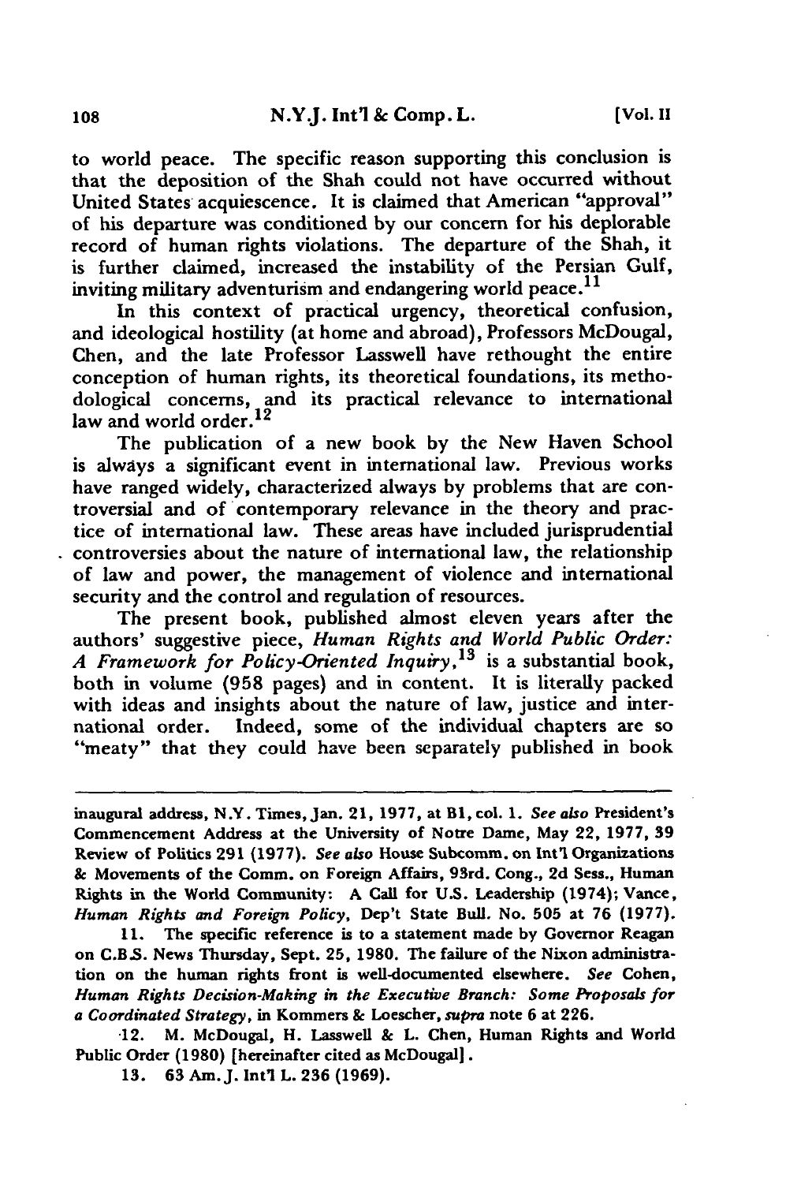to world peace. The specific reason supporting this conclusion is that the deposition of the Shah could not have occurred without United States acquiescence. It is claimed that American "approval" of his departure was conditioned by our concern for his deplorable record of human rights violations. The departure of the Shah, it is further claimed, increased the instability of the Persian Gulf, inviting military adventurism and endangering world peace.[11]

In this context of practical urgency, theoretical confusion, and ideological hostility (at home and abroad), Professors McDougal, Chen, and the late Professor Lasswell have rethought the entire conception of human rights, its theoretical foundations, its methodological concerns, and its practical relevance to international law and world order.[12]

The publication of a new book by the New Haven School is always a significant event in international law. Previous works have ranged widely, characterized always by problems that are controversial and of contemporary relevance in the theory and practice of international law. These areas have included jurisprudential controversies about the nature of international law, the relationship of law and power, the management of violence and international security and the control and regulation of resources.

The present book, published almost eleven years after the authors' suggestive piece, *Human Rights and World Public Order: A Framework for Policy-Oriented Inquiry*,[13] is a substantial book, both in volume (958 pages) and in content. It is literally packed with ideas and insights about the nature of law, justice and international order. Indeed, some of the individual chapters are so "meaty" that they could have been separately published in book

---

inaugural address, N.Y. Times, Jan. 21, 1977, at B1, col. 1. *See also* President's Commencement Address at the University of Notre Dame, May 22, 1977, 39 Review of Politics 291 (1977). *See also* House Subcomm. on Int'l Organizations & Movements of the Comm. on Foreign Affairs, 93rd. Cong., 2d Sess., Human Rights in the World Community: A Call for U.S. Leadership (1974); Vance, *Human Rights and Foreign Policy*, Dep't State Bull. No. 505 at 76 (1977).

11. The specific reference is to a statement made by Governor Reagan on C.B.S. News Thursday, Sept. 25, 1980. The failure of the Nixon administration on the human rights front is well-documented elsewhere. *See* Cohen, *Human Rights Decision-Making in the Executive Branch: Some Proposals for a Coordinated Strategy*, in Kommers & Loescher, *supra* note 6 at 226.

12. M. McDougal, H. Lasswell & L. Chen, Human Rights and World Public Order (1980) [hereinafter cited as McDougal].

13. 63 Am. J. Int'l L. 236 (1969).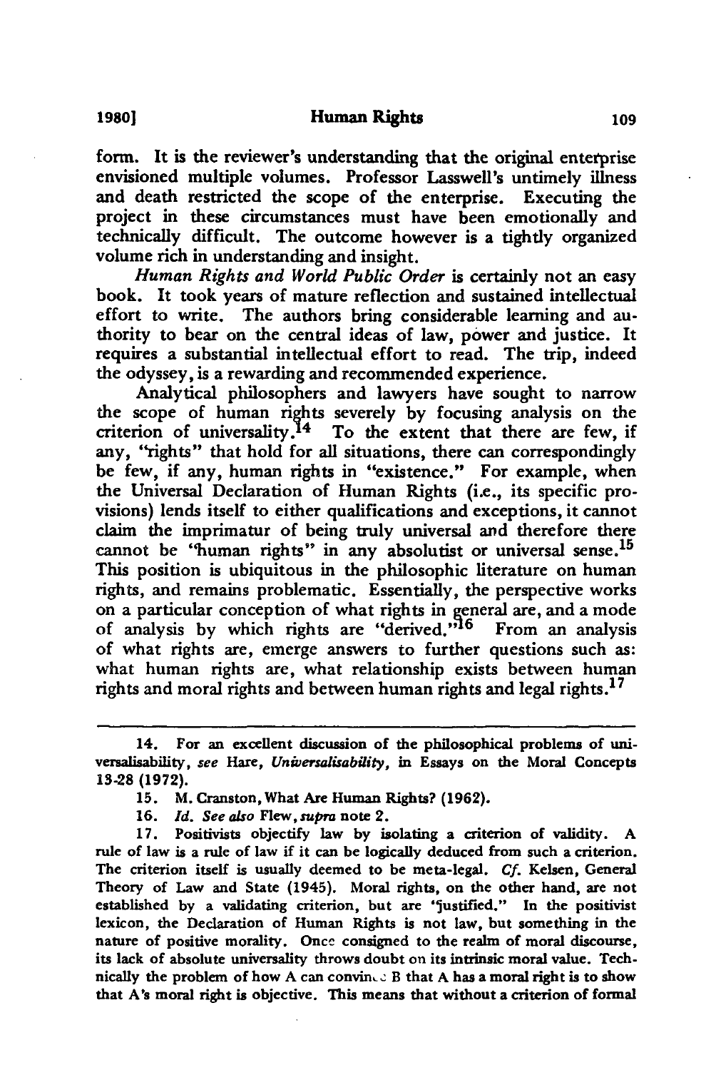form. It is the reviewer's understanding that the original enterprise envisioned multiple volumes. Professor Lasswell's untimely illness and death restricted the scope of the enterprise. Executing the project in these circumstances must have been emotionally and technically difficult. The outcome however is a tightly organized volume rich in understanding and insight.

*Human Rights and World Public Order* is certainly not an easy book. It took years of mature reflection and sustained intellectual effort to write. The authors bring considerable learning and authority to bear on the central ideas of law, power and justice. It requires a substantial intellectual effort to read. The trip, indeed the odyssey, is a rewarding and recommended experience.

Analytical philosophers and lawyers have sought to narrow the scope of human rights severely by focusing analysis on the criterion of universality.[14] To the extent that there are few, if any, "rights" that hold for all situations, there can correspondingly be few, if any, human rights in "existence." For example, when the Universal Declaration of Human Rights (i.e., its specific provisions) lends itself to either qualifications and exceptions, it cannot claim the imprimatur of being truly universal and therefore there cannot be "human rights" in any absolutist or universal sense.[15] This position is ubiquitous in the philosophic literature on human rights, and remains problematic. Essentially, the perspective works on a particular conception of what rights in general are, and a mode of analysis by which rights are "derived."[16] From an analysis of what rights are, emerge answers to further questions such as: what human rights are, what relationship exists between human rights and moral rights and between human rights and legal rights.[17]

---

14. For an excellent discussion of the philosophical problems of universalisability, *see* Hare, *Universalisability*, in Essays on the Moral Concepts 13-28 (1972).

15. M. Cranston, What Are Human Rights? (1962).

16. *Id. See also* Flew, *supra* note 2.

17. Positivists objectify law by isolating a criterion of validity. A rule of law is a rule of law if it can be logically deduced from such a criterion. The criterion itself is usually deemed to be meta-legal. *Cf.* Kelsen, General Theory of Law and State (1945). Moral rights, on the other hand, are not established by a validating criterion, but are "justified." In the positivist lexicon, the Declaration of Human Rights is not law, but something in the nature of positive morality. Once consigned to the realm of moral discourse, its lack of absolute universality throws doubt on its intrinsic moral value. Technically the problem of how A can convince B that A has a moral right is to show that A's moral right is objective. This means that without a criterion of formal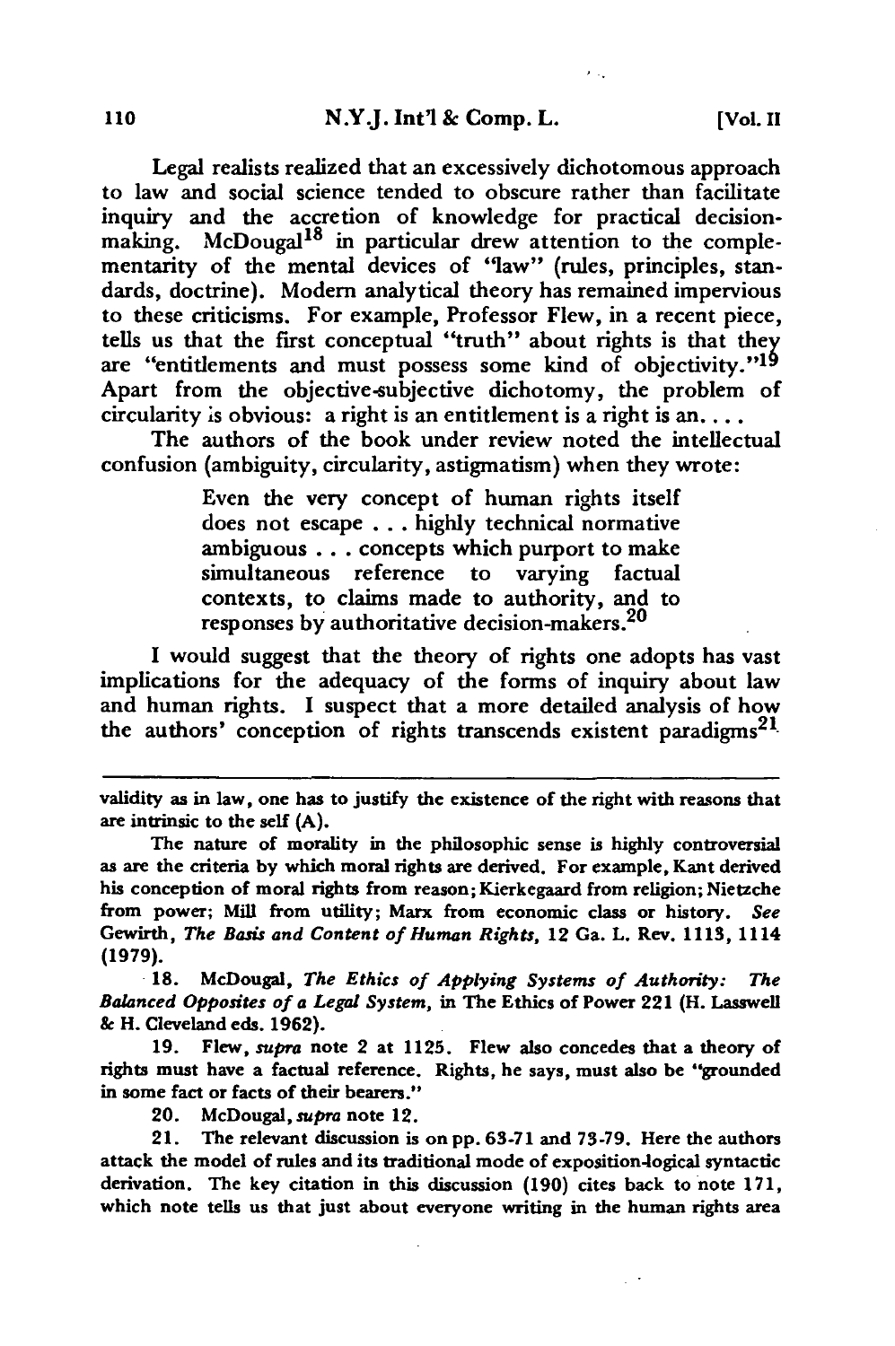Legal realists realized that an excessively dichotomous approach to law and social science tended to obscure rather than facilitate inquiry and the accretion of knowledge for practical decision-making. McDougal[18] in particular drew attention to the complementarity of the mental devices of "law" (rules, principles, standards, doctrine). Modern analytical theory has remained impervious to these criticisms. For example, Professor Flew, in a recent piece, tells us that the first conceptual "truth" about rights is that they are "entitlements and must possess some kind of objectivity."[19] Apart from the objective-subjective dichotomy, the problem of circularity is obvious: a right is an entitlement is a right is an. . . .

The authors of the book under review noted the intellectual confusion (ambiguity, circularity, astigmatism) when they wrote:

> Even the very concept of human rights itself does not escape . . . highly technical normative ambiguous . . . concepts which purport to make simultaneous reference to varying factual contexts, to claims made to authority, and to responses by authoritative decision-makers.[20]

I would suggest that the theory of rights one adopts has vast implications for the adequacy of the forms of inquiry about law and human rights. I suspect that a more detailed analysis of how the authors' conception of rights transcends existent paradigms[21]

---

validity as in law, one has to justify the existence of the right with reasons that are intrinsic to the self (A).

The nature of morality in the philosophic sense is highly controversial as are the criteria by which moral rights are derived. For example, Kant derived his conception of moral rights from reason; Kierkegaard from religion; Nietzche from power; Mill from utility; Marx from economic class or history. *See* Gewirth, *The Basis and Content of Human Rights*, 12 Ga. L. Rev. 1113, 1114 (1979).

18. McDougal, *The Ethics of Applying Systems of Authority: The Balanced Opposites of a Legal System*, in The Ethics of Power 221 (H. Lasswell & H. Cleveland eds. 1962).

19. Flew, *supra* note 2 at 1125. Flew also concedes that a theory of rights must have a factual reference. Rights, he says, must also be "grounded in some fact or facts of their bearers."

20. McDougal, *supra* note 12.

21. The relevant discussion is on pp. 63-71 and 73-79. Here the authors attack the model of rules and its traditional mode of exposition-logical syntactic derivation. The key citation in this discussion (190) cites back to note 171, which note tells us that just about everyone writing in the human rights area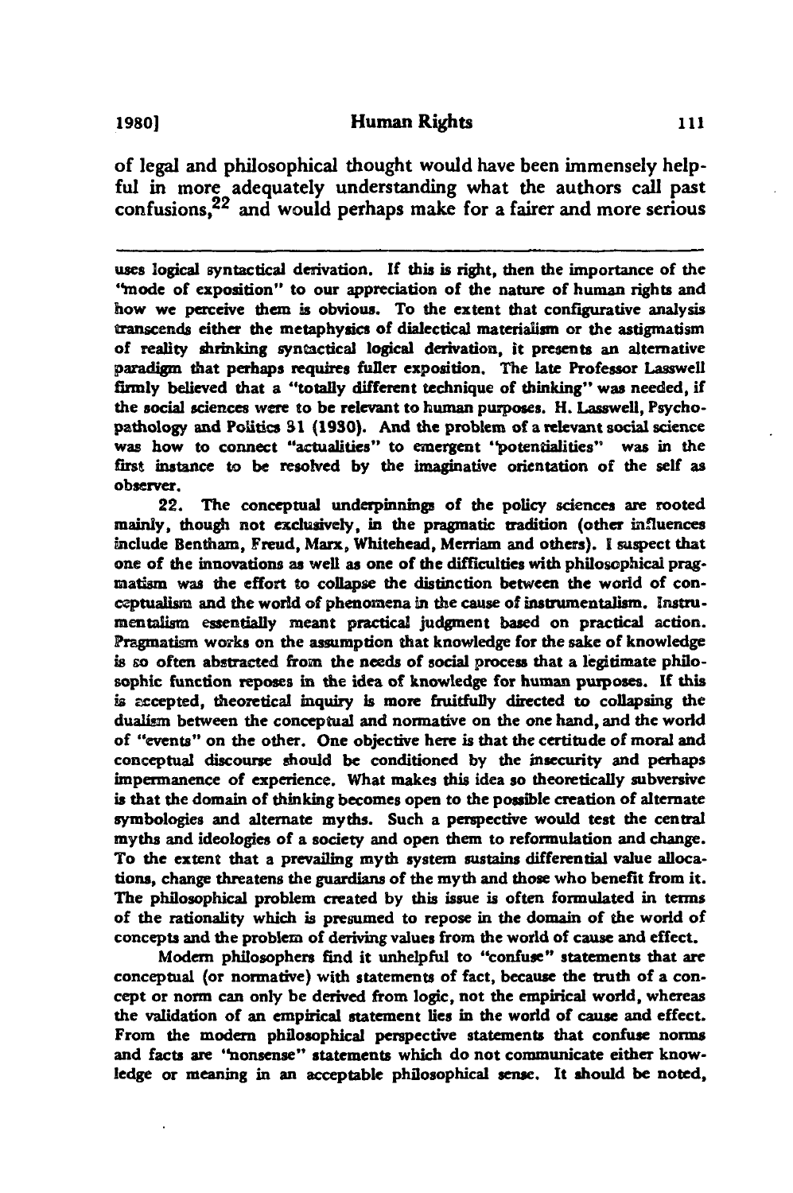of legal and philosophical thought would have been immensely helpful in more adequately understanding what the authors call past confusions,[22] and would perhaps make for a fairer and more serious

---

uses logical syntactical derivation. If this is right, then the importance of the "mode of exposition" to our appreciation of the nature of human rights and how we perceive them is obvious. To the extent that configurative analysis transcends either the metaphysics of dialectical materialism or the astigmatism of reality shrinking syntactical logical derivation, it presents an alternative paradigm that perhaps requires fuller exposition. The late Professor Lasswell firmly believed that a "totally different technique of thinking" was needed, if the social sciences were to be relevant to human purposes. H. Lasswell, Psychopathology and Politics 31 (1930). And the problem of a relevant social science was how to connect "actualities" to emergent "potentialities" was in the first instance to be resolved by the imaginative orientation of the self as observer.

22. The conceptual underpinnings of the policy sciences are rooted mainly, though not exclusively, in the pragmatic tradition (other influences include Bentham, Freud, Marx, Whitehead, Merriam and others). I suspect that one of the innovations as well as one of the difficulties with philosophical pragmatism was the effort to collapse the distinction between the world of conceptualism and the world of phenomena in the cause of instrumentalism. Instrumentalism essentially meant practical judgment based on practical action. Pragmatism works on the assumption that knowledge for the sake of knowledge is so often abstracted from the needs of social process that a legitimate philosophic function reposes in the idea of knowledge for human purposes. If this is accepted, theoretical inquiry is more fruitfully directed to collapsing the dualism between the conceptual and normative on the one hand, and the world of "events" on the other. One objective here is that the certitude of moral and conceptual discourse should be conditioned by the insecurity and perhaps impermanence of experience. What makes this idea so theoretically subversive is that the domain of thinking becomes open to the possible creation of alternate symbologies and alternate myths. Such a perspective would test the central myths and ideologies of a society and open them to reformulation and change. To the extent that a prevailing myth system sustains differential value allocations, change threatens the guardians of the myth and those who benefit from it. The philosophical problem created by this issue is often formulated in terms of the rationality which is presumed to repose in the domain of the world of concepts and the problem of deriving values from the world of cause and effect.

Modern philosophers find it unhelpful to "confuse" statements that are conceptual (or normative) with statements of fact, because the truth of a concept or norm can only be derived from logic, not the empirical world, whereas the validation of an empirical statement lies in the world of cause and effect. From the modern philosophical perspective statements that confuse norms and facts are "nonsense" statements which do not communicate either knowledge or meaning in an acceptable philosophical sense. It should be noted,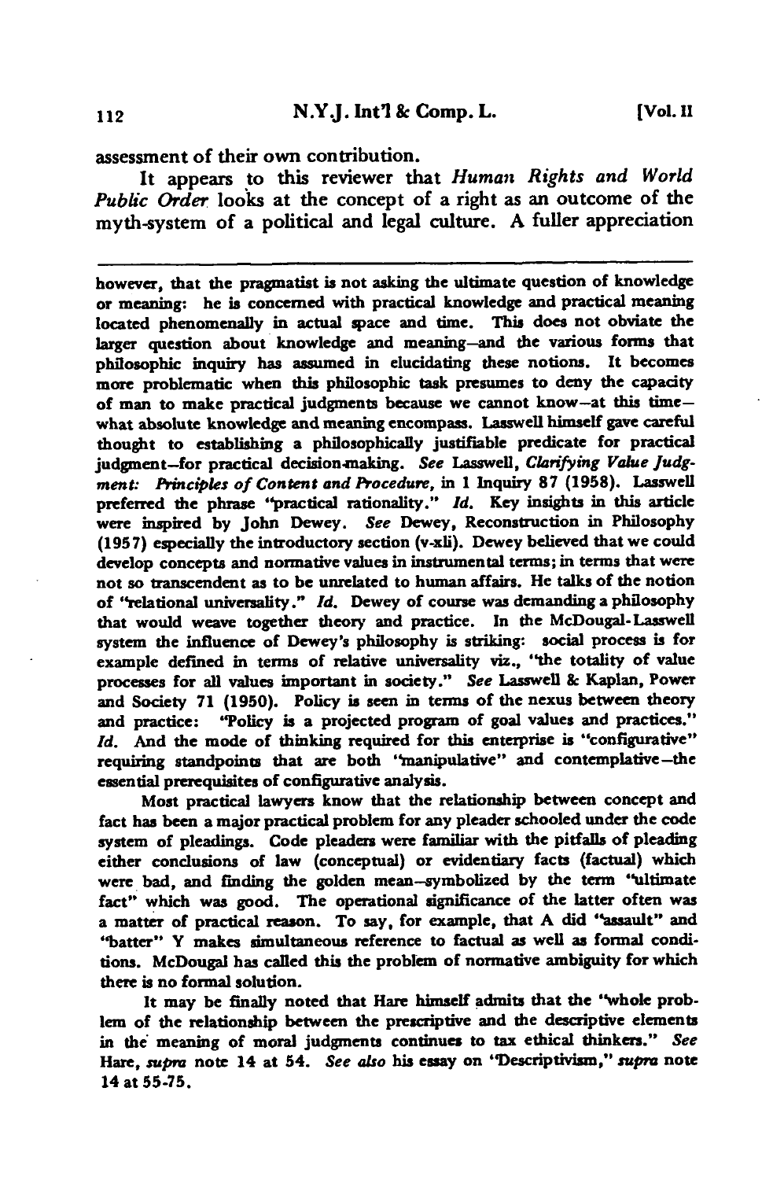assessment of their own contribution.

It appears to this reviewer that *Human Rights and World Public Order* looks at the concept of a right as an outcome of the myth-system of a political and legal culture. A fuller appreciation

---

however, that the pragmatist is not asking the ultimate question of knowledge or meaning: he is concerned with practical knowledge and practical meaning located phenomenally in actual space and time. This does not obviate the larger question about knowledge and meaning—and the various forms that philosophic inquiry has assumed in elucidating these notions. It becomes more problematic when this philosophic task presumes to deny the capacity of man to make practical judgments because we cannot know—at this time—what absolute knowledge and meaning encompass. Lasswell himself gave careful thought to establishing a philosophically justifiable predicate for practical judgment—for practical decision-making. *See* Lasswell, *Clarifying Value Judgment: Principles of Content and Procedure*, in 1 Inquiry 87 (1958). Lasswell preferred the phrase "practical rationality." *Id.* Key insights in this article were inspired by John Dewey. *See* Dewey, Reconstruction in Philosophy (1957) especially the introductory section (v-xli). Dewey believed that we could develop concepts and normative values in instrumental terms; in terms that were not so transcendent as to be unrelated to human affairs. He talks of the notion of "relational universality." *Id.* Dewey of course was demanding a philosophy that would weave together theory and practice. In the McDougal-Lasswell system the influence of Dewey's philosophy is striking: social process is for example defined in terms of relative universality viz., "the totality of value processes for all values important in society." *See* Lasswell & Kaplan, Power and Society 71 (1950). Policy is seen in terms of the nexus between theory and practice: "Policy is a projected program of goal values and practices." *Id.* And the mode of thinking required for this enterprise is "configurative" requiring standpoints that are both "manipulative" and contemplative—the essential prerequisites of configurative analysis.

Most practical lawyers know that the relationship between concept and fact has been a major practical problem for any pleader schooled under the code system of pleadings. Code pleaders were familiar with the pitfalls of pleading either conclusions of law (conceptual) or evidentiary facts (factual) which were bad, and finding the golden mean—symbolized by the term "ultimate fact" which was good. The operational significance of the latter often was a matter of practical reason. To say, for example, that A did "assault" and "batter" Y makes simultaneous reference to factual as well as formal conditions. McDougal has called this the problem of normative ambiguity for which there is no formal solution.

It may be finally noted that Hare himself admits that the "whole problem of the relationship between the prescriptive and the descriptive elements in the meaning of moral judgments continues to tax ethical thinkers." *See* Hare, *supra* note 14 at 54. *See also* his essay on "Descriptivism," *supra* note 14 at 55-75.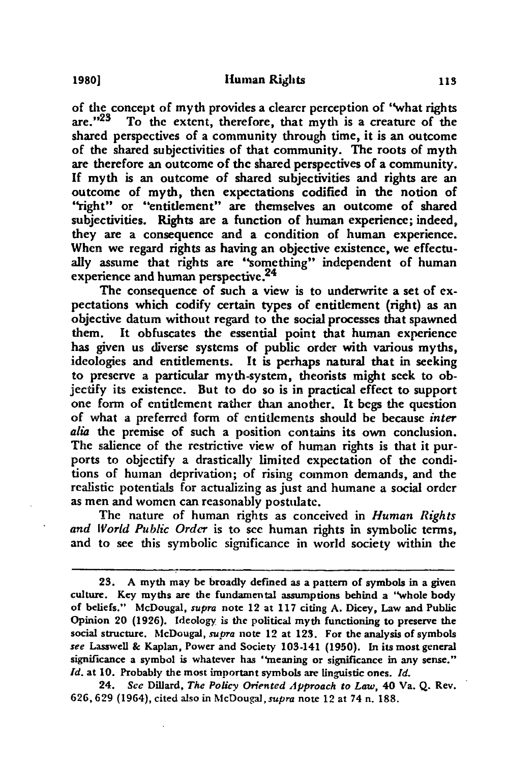of the concept of myth provides a clearer perception of "what rights are."[23] To the extent, therefore, that myth is a creature of the shared perspectives of a community through time, it is an outcome of the shared subjectivities of that community. The roots of myth are therefore an outcome of the shared perspectives of a community. If myth is an outcome of shared subjectivities and rights are an outcome of myth, then expectations codified in the notion of "right" or "entitlement" are themselves an outcome of shared subjectivities. Rights are a function of human experience; indeed, they are a consequence and a condition of human experience. When we regard rights as having an objective existence, we effectually assume that rights are "something" independent of human experience and human perspective.[24]

The consequence of such a view is to underwrite a set of expectations which codify certain types of entitlement (right) as an objective datum without regard to the social processes that spawned them. It obfuscates the essential point that human experience has given us diverse systems of public order with various myths, ideologies and entitlements. It is perhaps natural that in seeking to preserve a particular myth-system, theorists might seek to objectify its existence. But to do so is in practical effect to support one form of entitlement rather than another. It begs the question of what a preferred form of entitlements should be because *inter alia* the premise of such a position contains its own conclusion. The salience of the restrictive view of human rights is that it purports to objectify a drastically limited expectation of the conditions of human deprivation; of rising common demands, and the realistic potentials for actualizing as just and humane a social order as men and women can reasonably postulate.

The nature of human rights as conceived in *Human Rights and World Public Order* is to see human rights in symbolic terms, and to see this symbolic significance in world society within the

---

23. A myth may be broadly defined as a pattern of symbols in a given culture. Key myths are the fundamental assumptions behind a "whole body of beliefs." McDougal, *supra* note 12 at 117 citing A. Dicey, Law and Public Opinion 20 (1926). Ideology is the political myth functioning to preserve the social structure. McDougal, *supra* note 12 at 123. For the analysis of symbols *see* Lasswell & Kaplan, Power and Society 103-141 (1950). In its most general significance a symbol is whatever has "meaning or significance in any sense." *Id.* at 10. Probably the most important symbols are linguistic ones. *Id.*

24. *See* Dillard, *The Policy Oriented Approach to Law*, 40 Va. Q. Rev. 626, 629 (1964), cited also in McDougal, *supra* note 12 at 74 n. 188.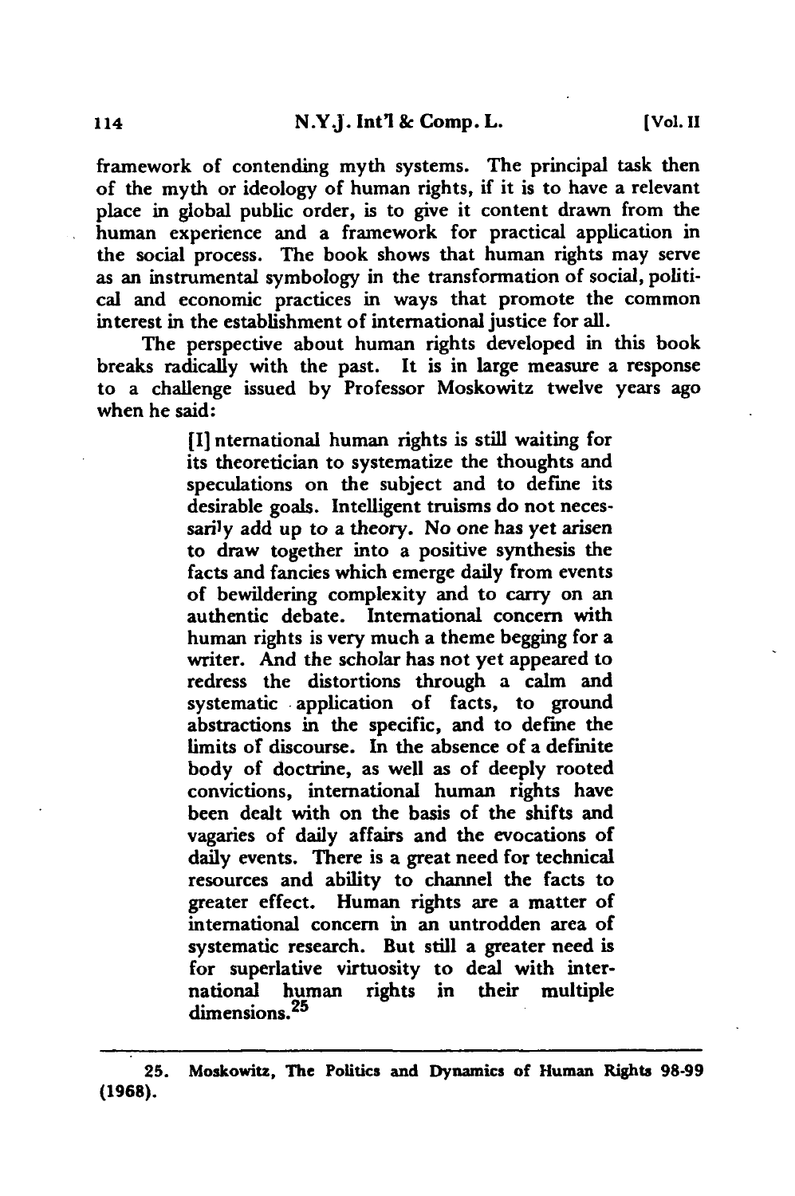framework of contending myth systems. The principal task then of the myth or ideology of human rights, if it is to have a relevant place in global public order, is to give it content drawn from the human experience and a framework for practical application in the social process. The book shows that human rights may serve as an instrumental symbology in the transformation of social, political and economic practices in ways that promote the common interest in the establishment of international justice for all.

The perspective about human rights developed in this book breaks radically with the past. It is in large measure a response to a challenge issued by Professor Moskowitz twelve years ago when he said:

> [I]nternational human rights is still waiting for its theoretician to systematize the thoughts and speculations on the subject and to define its desirable goals. Intelligent truisms do not necessarily add up to a theory. No one has yet arisen to draw together into a positive synthesis the facts and fancies which emerge daily from events of bewildering complexity and to carry on an authentic debate. International concern with human rights is very much a theme begging for a writer. And the scholar has not yet appeared to redress the distortions through a calm and systematic application of facts, to ground abstractions in the specific, and to define the limits of discourse. In the absence of a definite body of doctrine, as well as of deeply rooted convictions, international human rights have been dealt with on the basis of the shifts and vagaries of daily affairs and the evocations of daily events. There is a great need for technical resources and ability to channel the facts to greater effect. Human rights are a matter of international concern in an untrodden area of systematic research. But still a greater need is for superlative virtuosity to deal with international human rights in their multiple dimensions.[25]

---

25. Moskowitz, The Politics and Dynamics of Human Rights 98-99 (1968).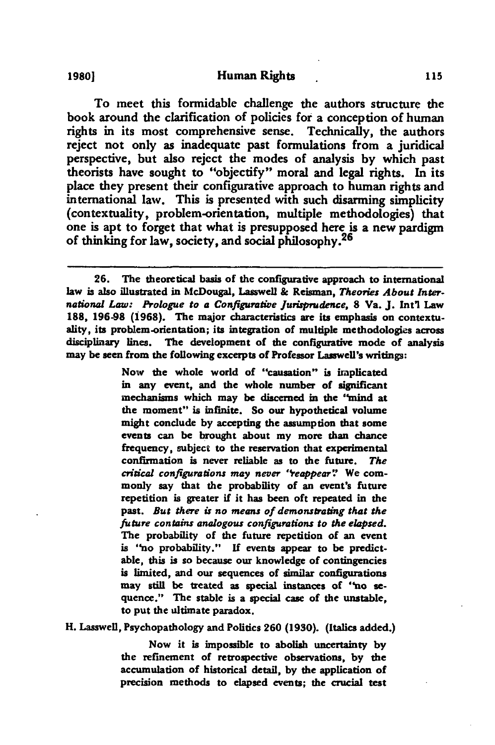To meet this formidable challenge the authors structure the book around the clarification of policies for a conception of human rights in its most comprehensive sense. Technically, the authors reject not only as inadequate past formulations from a juridical perspective, but also reject the modes of analysis by which past theorists have sought to "objectify" moral and legal rights. In its place they present their configurative approach to human rights and international law. This is presented with such disarming simplicity (contextuality, problem-orientation, multiple methodologies) that one is apt to forget that what is presupposed here is a new pardigm of thinking for law, society, and social philosophy.[26]

---

26. The theoretical basis of the configurative approach to international law is also illustrated in McDougal, Lasswell & Reisman, *Theories About International Law: Prologue to a Configurative Jurisprudence*, 8 Va. J. Int'l Law 188, 196-98 (1968). The major characteristics are its emphasis on contextuality, its problem-orientation; its integration of multiple methodologies across disciplinary lines. The development of the configurative mode of analysis may be seen from the following excerpts of Professor Lasswell's writings:

> Now the whole world of "causation" is implicated in any event, and the whole number of significant mechanisms which may be discerned in the "mind at the moment" is infinite. So our hypothetical volume might conclude by accepting the assumption that some events can be brought about my more than chance frequency, subject to the reservation that experimental confirmation is never reliable as to the future. *The critical configurations may never "reappear".* We commonly say that the probability of an event's future repetition is greater if it has been oft repeated in the past. *But there is no means of demonstrating that the future contains analogous configurations to the elapsed.* The probability of the future repetition of an event is "no probability." If events appear to be predictable, this is so because our knowledge of contingencies is limited, and our sequences of similar configurations may still be treated as special instances of "no sequence." The stable is a special case of the unstable, to put the ultimate paradox.

H. Lasswell, Psychopathology and Politics 260 (1930). (Italics added.)

> Now it is impossible to abolish uncertainty by the refinement of retrospective observations, by the accumulation of historical detail, by the application of precision methods to elapsed events; the crucial test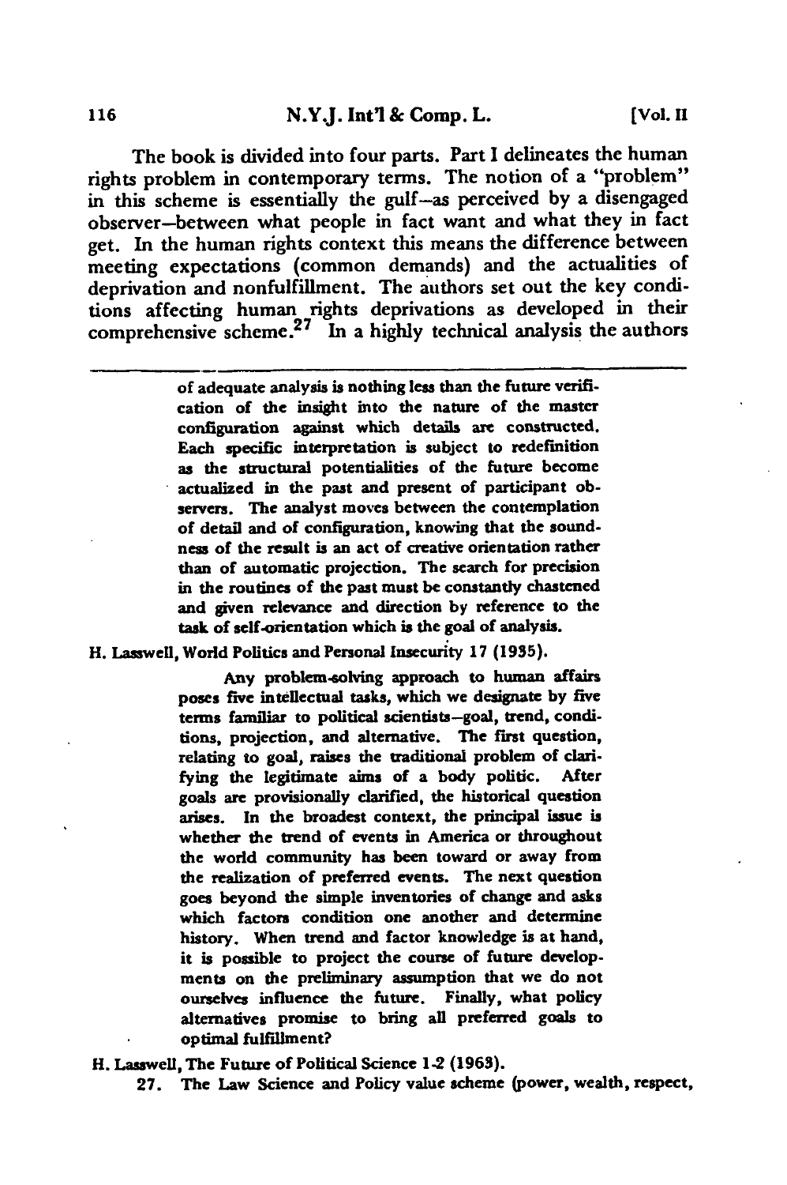The book is divided into four parts. Part I delineates the human rights problem in contemporary terms. The notion of a "problem" in this scheme is essentially the gulf—as perceived by a disengaged observer—between what people in fact want and what they in fact get. In the human rights context this means the difference between meeting expectations (common demands) and the actualities of deprivation and nonfulfillment. The authors set out the key conditions affecting human rights deprivations as developed in their comprehensive scheme.[27] In a highly technical analysis the authors

---

> of adequate analysis is nothing less than the future verification of the insight into the nature of the master configuration against which details are constructed. Each specific interpretation is subject to redefinition as the structural potentialities of the future become actualized in the past and present of participant observers. The analyst moves between the contemplation of detail and of configuration, knowing that the soundness of the result is an act of creative orientation rather than of automatic projection. The search for precision in the routines of the past must be constantly chastened and given relevance and direction by reference to the task of self-orientation which is the goal of analysis.

H. Lasswell, World Politics and Personal Insecurity 17 (1935).

> Any problem-solving approach to human affairs poses five intellectual tasks, which we designate by five terms familiar to political scientists—goal, trend, conditions, projection, and alternative. The first question, relating to goal, raises the traditional problem of clarifying the legitimate aims of a body politic. After goals are provisionally clarified, the historical question arises. In the broadest context, the principal issue is whether the trend of events in America or throughout the world community has been toward or away from the realization of preferred events. The next question goes beyond the simple inventories of change and asks which factors condition one another and determine history. When trend and factor knowledge is at hand, it is possible to project the course of future developments on the preliminary assumption that we do not ourselves influence the future. Finally, what policy alternatives promise to bring all preferred goals to optimal fulfillment?

H. Lasswell, The Future of Political Science 1-2 (1963).

27. The Law Science and Policy value scheme (power, wealth, respect,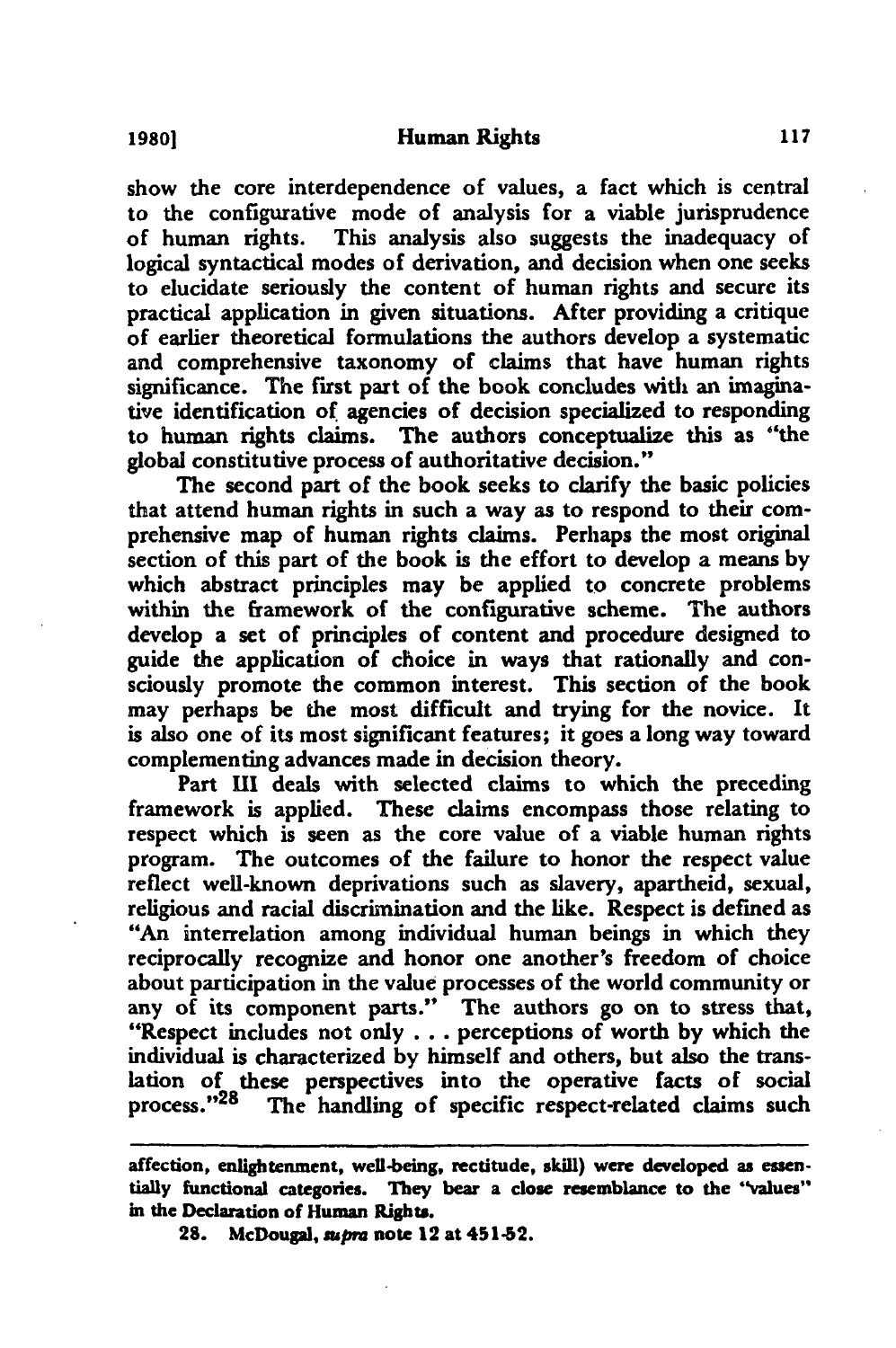show the core interdependence of values, a fact which is central to the configurative mode of analysis for a viable jurisprudence of human rights. This analysis also suggests the inadequacy of logical syntactical modes of derivation, and decision when one seeks to elucidate seriously the content of human rights and secure its practical application in given situations. After providing a critique of earlier theoretical formulations the authors develop a systematic and comprehensive taxonomy of claims that have human rights significance. The first part of the book concludes with an imaginative identification of agencies of decision specialized to responding to human rights claims. The authors conceptualize this as "the global constitutive process of authoritative decision."

The second part of the book seeks to clarify the basic policies that attend human rights in such a way as to respond to their comprehensive map of human rights claims. Perhaps the most original section of this part of the book is the effort to develop a means by which abstract principles may be applied to concrete problems within the framework of the configurative scheme. The authors develop a set of principles of content and procedure designed to guide the application of choice in ways that rationally and consciously promote the common interest. This section of the book may perhaps be the most difficult and trying for the novice. It is also one of its most significant features; it goes a long way toward complementing advances made in decision theory.

Part III deals with selected claims to which the preceding framework is applied. These claims encompass those relating to respect which is seen as the core value of a viable human rights program. The outcomes of the failure to honor the respect value reflect well-known deprivations such as slavery, apartheid, sexual, religious and racial discrimination and the like. Respect is defined as "An interrelation among individual human beings in which they reciprocally recognize and honor one another's freedom of choice about participation in the value processes of the world community or any of its component parts." The authors go on to stress that, "Respect includes not only . . . perceptions of worth by which the individual is characterized by himself and others, but also the translation of these perspectives into the operative facts of social process."[28] The handling of specific respect-related claims such

---

affection, enlightenment, well-being, rectitude, skill) were developed as essentially functional categories. They bear a close resemblance to the "values" in the Declaration of Human Rights.

28. McDougal, *supra* note 12 at 451-52.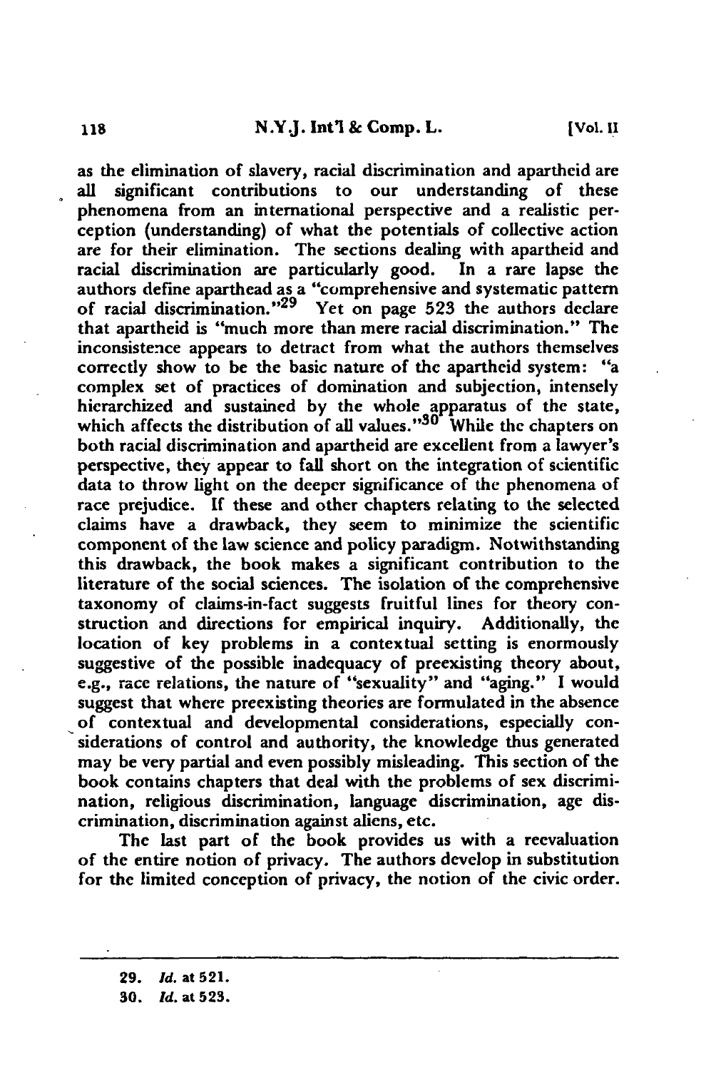as the elimination of slavery, racial discrimination and apartheid are all significant contributions to our understanding of these phenomena from an international perspective and a realistic perception (understanding) of what the potentials of collective action are for their elimination. The sections dealing with apartheid and racial discrimination are particularly good. In a rare lapse the authors define aparthead as a "comprehensive and systematic pattern of racial discrimination."[29] Yet on page 523 the authors declare that apartheid is "much more than mere racial discrimination." The inconsistence appears to detract from what the authors themselves correctly show to be the basic nature of the apartheid system: "a complex set of practices of domination and subjection, intensely hierarchized and sustained by the whole apparatus of the state, which affects the distribution of all values."[30] While the chapters on both racial discrimination and apartheid are excellent from a lawyer's perspective, they appear to fall short on the integration of scientific data to throw light on the deeper significance of the phenomena of race prejudice. If these and other chapters relating to the selected claims have a drawback, they seem to minimize the scientific component of the law science and policy paradigm. Notwithstanding this drawback, the book makes a significant contribution to the literature of the social sciences. The isolation of the comprehensive taxonomy of claims-in-fact suggests fruitful lines for theory construction and directions for empirical inquiry. Additionally, the location of key problems in a contextual setting is enormously suggestive of the possible inadequacy of preexisting theory about, e.g., race relations, the nature of "sexuality" and "aging." I would suggest that where preexisting theories are formulated in the absence of contextual and developmental considerations, especially considerations of control and authority, the knowledge thus generated may be very partial and even possibly misleading. This section of the book contains chapters that deal with the problems of sex discrimination, religious discrimination, language discrimination, age discrimination, discrimination against aliens, etc.

The last part of the book provides us with a reevaluation of the entire notion of privacy. The authors develop in substitution for the limited conception of privacy, the notion of the civic order.

---

29. *Id.* at 521.

30. *Id.* at 523.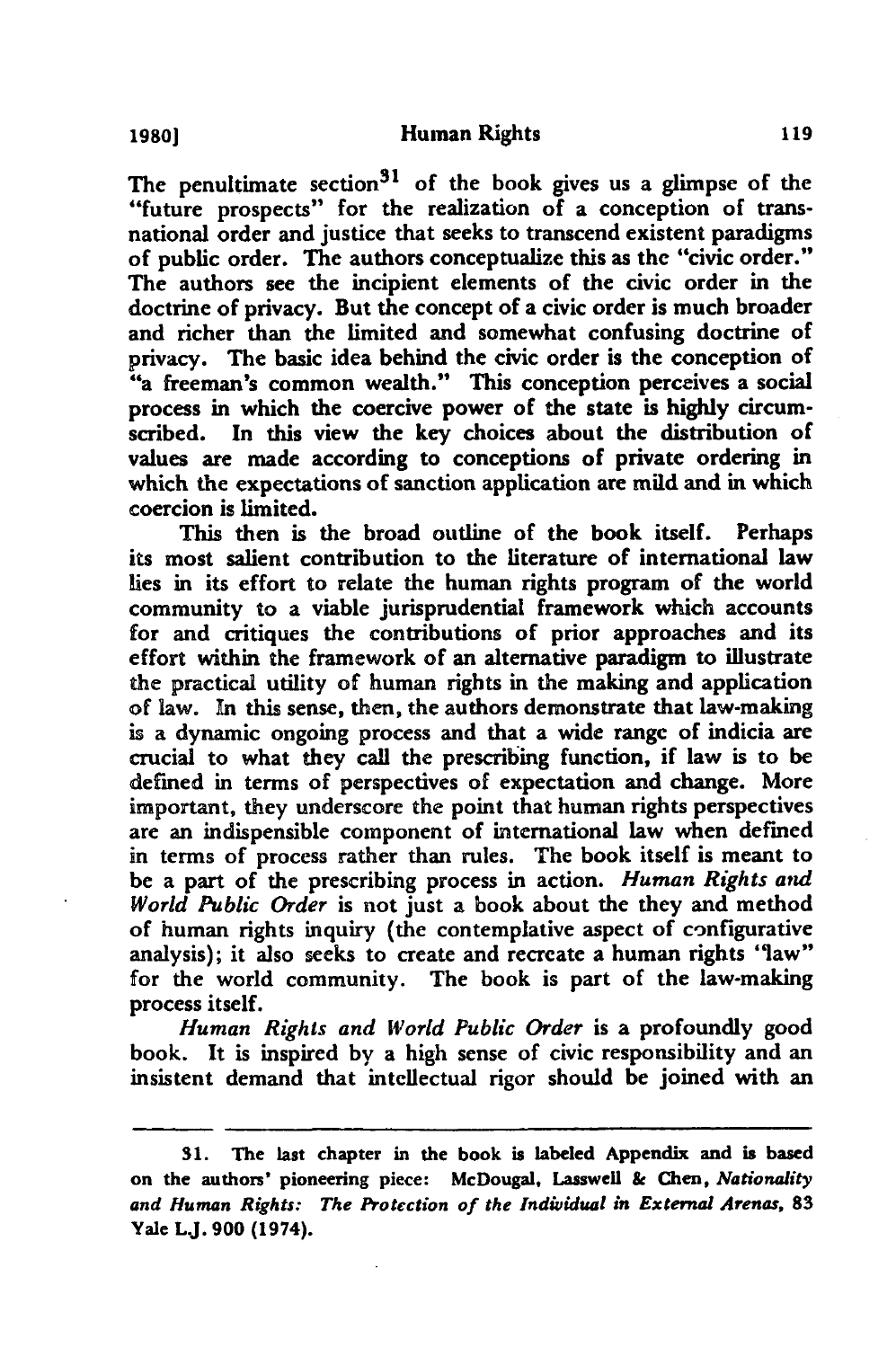The penultimate section[31] of the book gives us a glimpse of the "future prospects" for the realization of a conception of transnational order and justice that seeks to transcend existent paradigms of public order. The authors conceptualize this as the "civic order." The authors see the incipient elements of the civic order in the doctrine of privacy. But the concept of a civic order is much broader and richer than the limited and somewhat confusing doctrine of privacy. The basic idea behind the civic order is the conception of "a freeman's common wealth." This conception perceives a social process in which the coercive power of the state is highly circumscribed. In this view the key choices about the distribution of values are made according to conceptions of private ordering in which the expectations of sanction application are mild and in which coercion is limited.

This then is the broad outline of the book itself. Perhaps its most salient contribution to the literature of international law lies in its effort to relate the human rights program of the world community to a viable jurisprudential framework which accounts for and critiques the contributions of prior approaches and its effort within the framework of an alternative paradigm to illustrate the practical utility of human rights in the making and application of law. In this sense, then, the authors demonstrate that law-making is a dynamic ongoing process and that a wide range of indicia are crucial to what they call the prescribing function, if law is to be defined in terms of perspectives of expectation and change. More important, they underscore the point that human rights perspectives are an indispensible component of international law when defined in terms of process rather than rules. The book itself is meant to be a part of the prescribing process in action. *Human Rights and World Public Order* is not just a book about the they and method of human rights inquiry (the contemplative aspect of configurative analysis); it also seeks to create and recreate a human rights "law" for the world community. The book is part of the law-making process itself.

*Human Rights and World Public Order* is a profoundly good book. It is inspired by a high sense of civic responsibility and an insistent demand that intellectual rigor should be joined with an

---

31. The last chapter in the book is labeled Appendix and is based on the authors' pioneering piece: McDougal, Lasswell & Chen, *Nationality and Human Rights: The Protection of the Individual in External Arenas*, 83 Yale L.J. 900 (1974).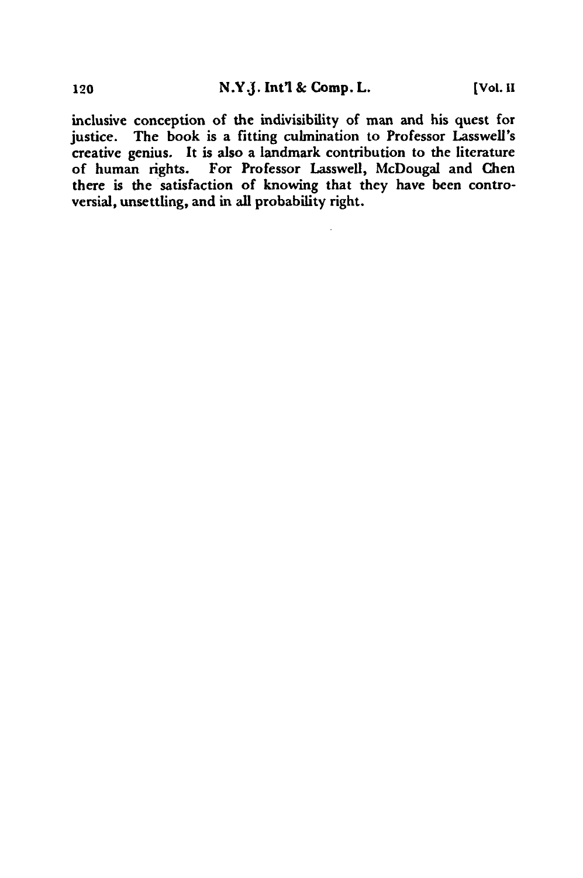inclusive conception of the indivisibility of man and his quest for justice. The book is a fitting culmination to Professor Lasswell's creative genius. It is also a landmark contribution to the literature of human rights. For Professor Lasswell, McDougal and Chen there is the satisfaction of knowing that they have been controversial, unsettling, and in all probability right.